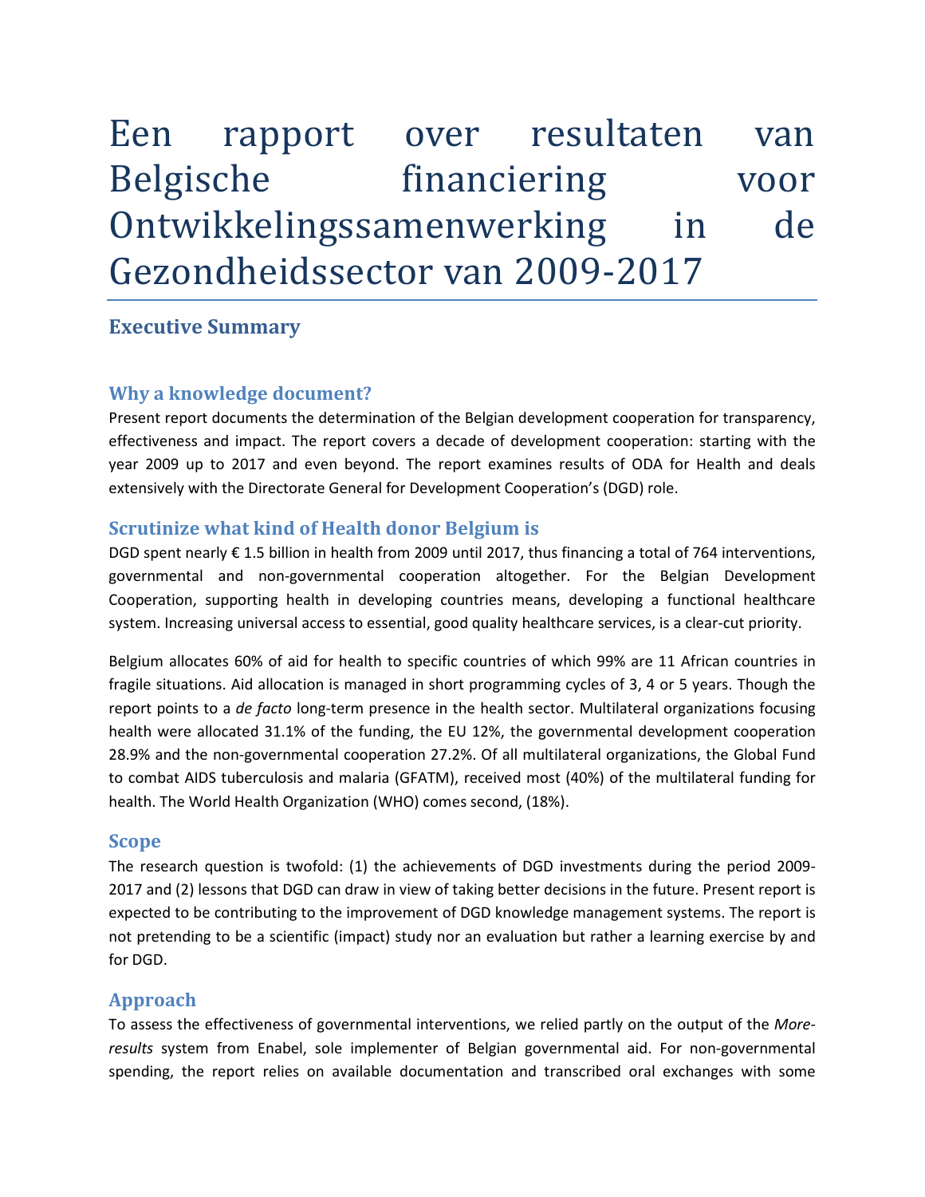# Een rapport over resultaten van Belgische financiering voor Ontwikkelingssamenwerking in de Gezondheidssector van 2009-2017

## Executive Summary

### Why a knowledge document?

Present report documents the determination of the Belgian development cooperation for transparency, effectiveness and impact. The report covers a decade of development cooperation: starting with the year 2009 up to 2017 and even beyond. The report examines results of ODA for Health and deals extensively with the Directorate General for Development Cooperation's (DGD) role.

### Scrutinize what kind of Health donor Belgium is

DGD spent nearly € 1.5 billion in health from 2009 until 2017, thus financing a total of 764 interventions, governmental and non-governmental cooperation altogether. For the Belgian Development Cooperation, supporting health in developing countries means, developing a functional healthcare system. Increasing universal access to essential, good quality healthcare services, is a clear-cut priority.

Belgium allocates 60% of aid for health to specific countries of which 99% are 11 African countries in fragile situations. Aid allocation is managed in short programming cycles of 3, 4 or 5 years. Though the report points to a *de facto* long-term presence in the health sector. Multilateral organizations focusing health were allocated 31.1% of the funding, the EU 12%, the governmental development cooperation 28.9% and the non-governmental cooperation 27.2%. Of all multilateral organizations, the Global Fund to combat AIDS tuberculosis and malaria (GFATM), received most (40%) of the multilateral funding for health. The World Health Organization (WHO) comes second, (18%).

### Scope

The research question is twofold: (1) the achievements of DGD investments during the period 2009-2017 and (2) lessons that DGD can draw in view of taking better decisions in the future. Present report is expected to be contributing to the improvement of DGD knowledge management systems. The report is not pretending to be a scientific (impact) study nor an evaluation but rather a learning exercise by and for DGD.

### Approach

To assess the effectiveness of governmental interventions, we relied partly on the output of the *More-results* system from Enabel, sole implementer of Belgian governmental aid. For non-governmental spending, the report relies on available documentation and transcribed oral exchanges with some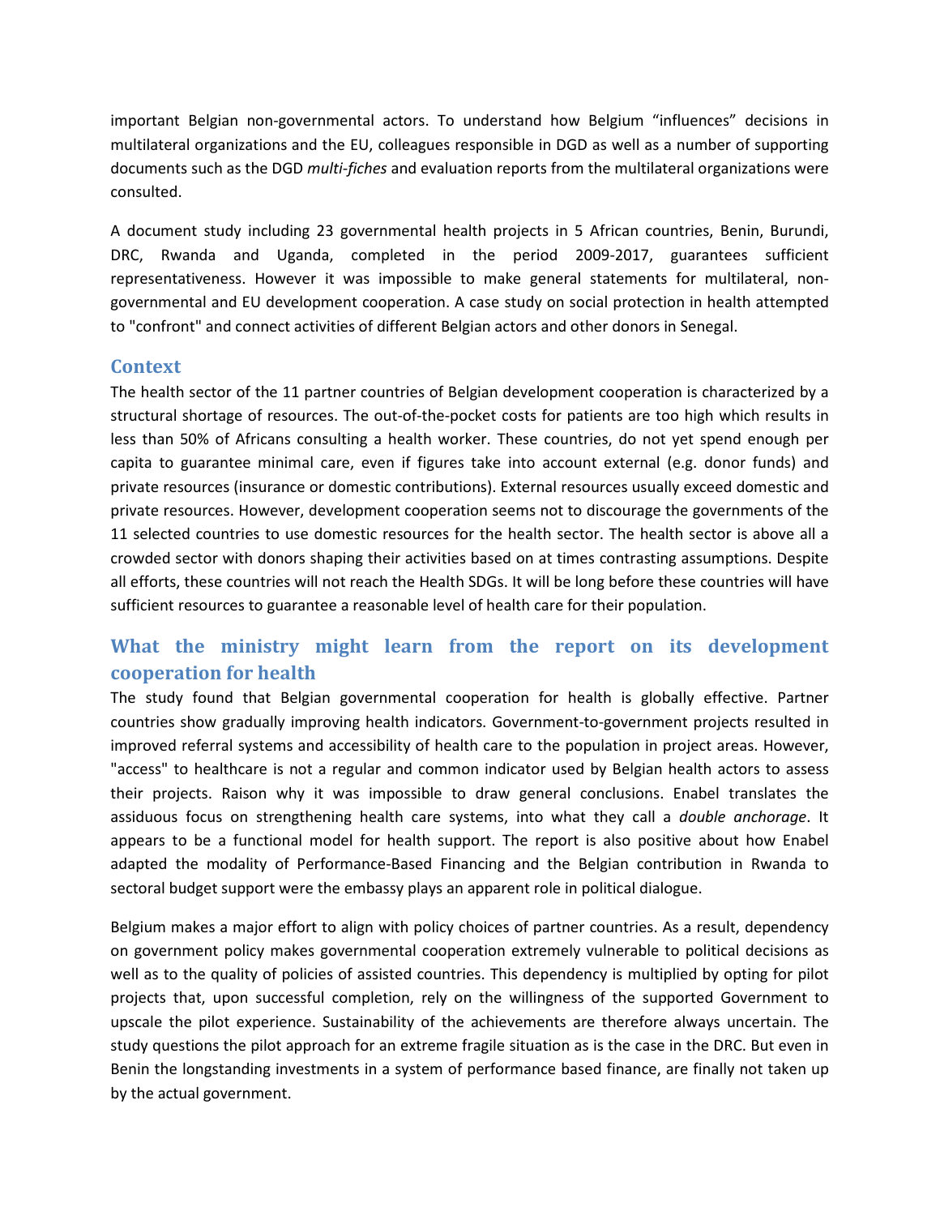important Belgian non-governmental actors. To understand how Belgium "influences" decisions in multilateral organizations and the EU, colleagues responsible in DGD as well as a number of supporting documents such as the DGD *multi-fiches* and evaluation reports from the multilateral organizations were consulted.

A document study including 23 governmental health projects in 5 African countries, Benin, Burundi, DRC, Rwanda and Uganda, completed in the period 2009-2017, guarantees sufficient representativeness. However it was impossible to make general statements for multilateral, non-governmental and EU development cooperation. A case study on social protection in health attempted to "confront" and connect activities of different Belgian actors and other donors in Senegal.

## Context

The health sector of the 11 partner countries of Belgian development cooperation is characterized by a structural shortage of resources. The out-of-the-pocket costs for patients are too high which results in less than 50% of Africans consulting a health worker. These countries, do not yet spend enough per capita to guarantee minimal care, even if figures take into account external (e.g. donor funds) and private resources (insurance or domestic contributions). External resources usually exceed domestic and private resources. However, development cooperation seems not to discourage the governments of the 11 selected countries to use domestic resources for the health sector. The health sector is above all a crowded sector with donors shaping their activities based on at times contrasting assumptions. Despite all efforts, these countries will not reach the Health SDGs. It will be long before these countries will have sufficient resources to guarantee a reasonable level of health care for their population.

## What the ministry might learn from the report on its development cooperation for health

The study found that Belgian governmental cooperation for health is globally effective. Partner countries show gradually improving health indicators. Government-to-government projects resulted in improved referral systems and accessibility of health care to the population in project areas. However, "access" to healthcare is not a regular and common indicator used by Belgian health actors to assess their projects. Raison why it was impossible to draw general conclusions. Enabel translates the assiduous focus on strengthening health care systems, into what they call a *double anchorage*. It appears to be a functional model for health support. The report is also positive about how Enabel adapted the modality of Performance-Based Financing and the Belgian contribution in Rwanda to sectoral budget support were the embassy plays an apparent role in political dialogue.

Belgium makes a major effort to align with policy choices of partner countries. As a result, dependency on government policy makes governmental cooperation extremely vulnerable to political decisions as well as to the quality of policies of assisted countries. This dependency is multiplied by opting for pilot projects that, upon successful completion, rely on the willingness of the supported Government to upscale the pilot experience. Sustainability of the achievements are therefore always uncertain. The study questions the pilot approach for an extreme fragile situation as is the case in the DRC. But even in Benin the longstanding investments in a system of performance based finance, are finally not taken up by the actual government.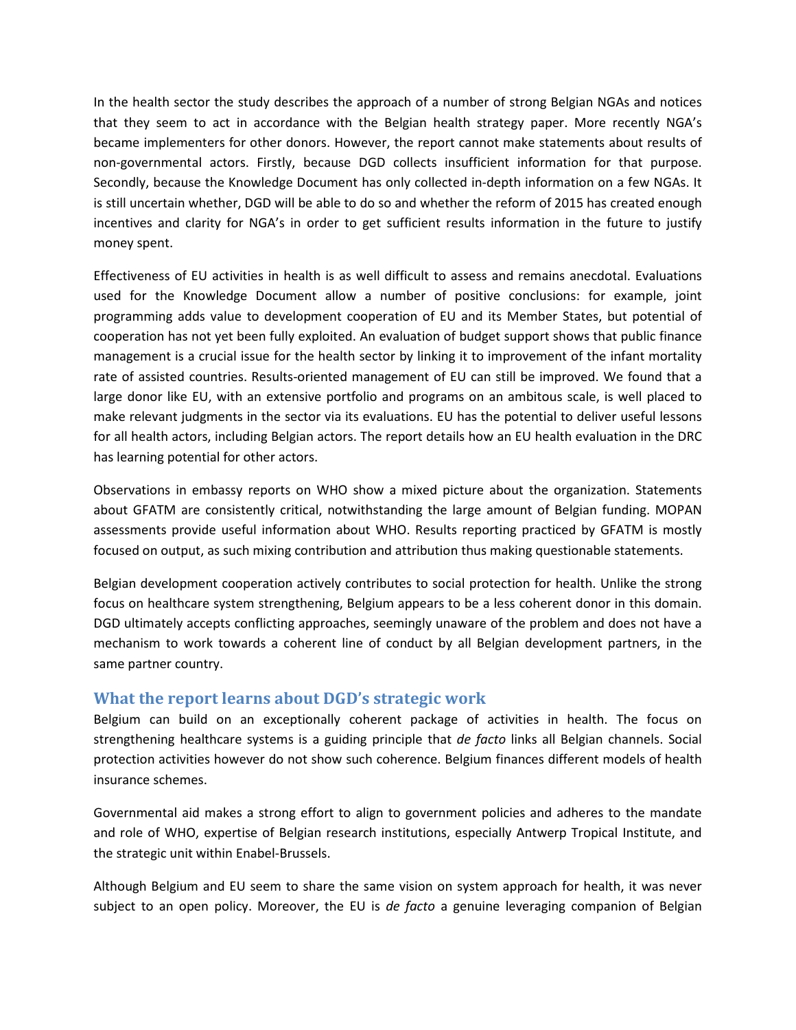In the health sector the study describes the approach of a number of strong Belgian NGAs and notices that they seem to act in accordance with the Belgian health strategy paper. More recently NGA's became implementers for other donors. However, the report cannot make statements about results of non-governmental actors. Firstly, because DGD collects insufficient information for that purpose. Secondly, because the Knowledge Document has only collected in-depth information on a few NGAs. It is still uncertain whether, DGD will be able to do so and whether the reform of 2015 has created enough incentives and clarity for NGA's in order to get sufficient results information in the future to justify money spent.

Effectiveness of EU activities in health is as well difficult to assess and remains anecdotal. Evaluations used for the Knowledge Document allow a number of positive conclusions: for example, joint programming adds value to development cooperation of EU and its Member States, but potential of cooperation has not yet been fully exploited. An evaluation of budget support shows that public finance management is a crucial issue for the health sector by linking it to improvement of the infant mortality rate of assisted countries. Results-oriented management of EU can still be improved. We found that a large donor like EU, with an extensive portfolio and programs on an ambitous scale, is well placed to make relevant judgments in the sector via its evaluations. EU has the potential to deliver useful lessons for all health actors, including Belgian actors. The report details how an EU health evaluation in the DRC has learning potential for other actors.

Observations in embassy reports on WHO show a mixed picture about the organization. Statements about GFATM are consistently critical, notwithstanding the large amount of Belgian funding. MOPAN assessments provide useful information about WHO. Results reporting practiced by GFATM is mostly focused on output, as such mixing contribution and attribution thus making questionable statements.

Belgian development cooperation actively contributes to social protection for health. Unlike the strong focus on healthcare system strengthening, Belgium appears to be a less coherent donor in this domain. DGD ultimately accepts conflicting approaches, seemingly unaware of the problem and does not have a mechanism to work towards a coherent line of conduct by all Belgian development partners, in the same partner country.

## What the report learns about DGD's strategic work

Belgium can build on an exceptionally coherent package of activities in health. The focus on strengthening healthcare systems is a guiding principle that *de facto* links all Belgian channels. Social protection activities however do not show such coherence. Belgium finances different models of health insurance schemes.

Governmental aid makes a strong effort to align to government policies and adheres to the mandate and role of WHO, expertise of Belgian research institutions, especially Antwerp Tropical Institute, and the strategic unit within Enabel-Brussels.

Although Belgium and EU seem to share the same vision on system approach for health, it was never subject to an open policy. Moreover, the EU is *de facto* a genuine leveraging companion of Belgian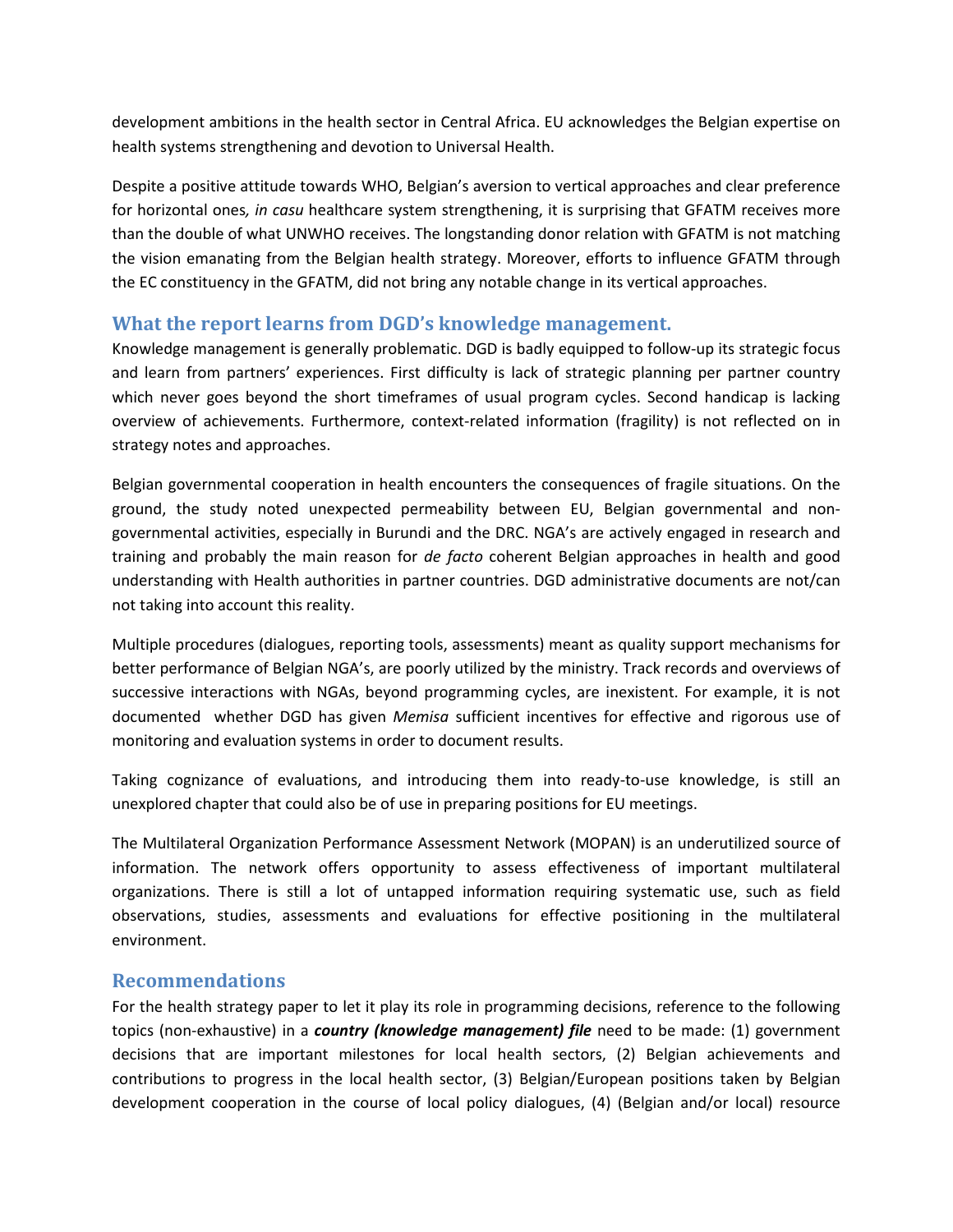development ambitions in the health sector in Central Africa. EU acknowledges the Belgian expertise on health systems strengthening and devotion to Universal Health.

Despite a positive attitude towards WHO, Belgian's aversion to vertical approaches and clear preference for horizontal ones, *in casu* healthcare system strengthening, it is surprising that GFATM receives more than the double of what UNWHO receives. The longstanding donor relation with GFATM is not matching the vision emanating from the Belgian health strategy. Moreover, efforts to influence GFATM through the EC constituency in the GFATM, did not bring any notable change in its vertical approaches.

## What the report learns from DGD's knowledge management.

Knowledge management is generally problematic. DGD is badly equipped to follow-up its strategic focus and learn from partners' experiences. First difficulty is lack of strategic planning per partner country which never goes beyond the short timeframes of usual program cycles. Second handicap is lacking overview of achievements. Furthermore, context-related information (fragility) is not reflected on in strategy notes and approaches.

Belgian governmental cooperation in health encounters the consequences of fragile situations. On the ground, the study noted unexpected permeability between EU, Belgian governmental and non-governmental activities, especially in Burundi and the DRC. NGA's are actively engaged in research and training and probably the main reason for *de facto* coherent Belgian approaches in health and good understanding with Health authorities in partner countries. DGD administrative documents are not/can not taking into account this reality.

Multiple procedures (dialogues, reporting tools, assessments) meant as quality support mechanisms for better performance of Belgian NGA's, are poorly utilized by the ministry. Track records and overviews of successive interactions with NGAs, beyond programming cycles, are inexistent. For example, it is not documented whether DGD has given *Memisa* sufficient incentives for effective and rigorous use of monitoring and evaluation systems in order to document results.

Taking cognizance of evaluations, and introducing them into ready-to-use knowledge, is still an unexplored chapter that could also be of use in preparing positions for EU meetings.

The Multilateral Organization Performance Assessment Network (MOPAN) is an underutilized source of information. The network offers opportunity to assess effectiveness of important multilateral organizations. There is still a lot of untapped information requiring systematic use, such as field observations, studies, assessments and evaluations for effective positioning in the multilateral environment.

## Recommendations

For the health strategy paper to let it play its role in programming decisions, reference to the following topics (non-exhaustive) in a ***country (knowledge management) file*** need to be made: (1) government decisions that are important milestones for local health sectors, (2) Belgian achievements and contributions to progress in the local health sector, (3) Belgian/European positions taken by Belgian development cooperation in the course of local policy dialogues, (4) (Belgian and/or local) resource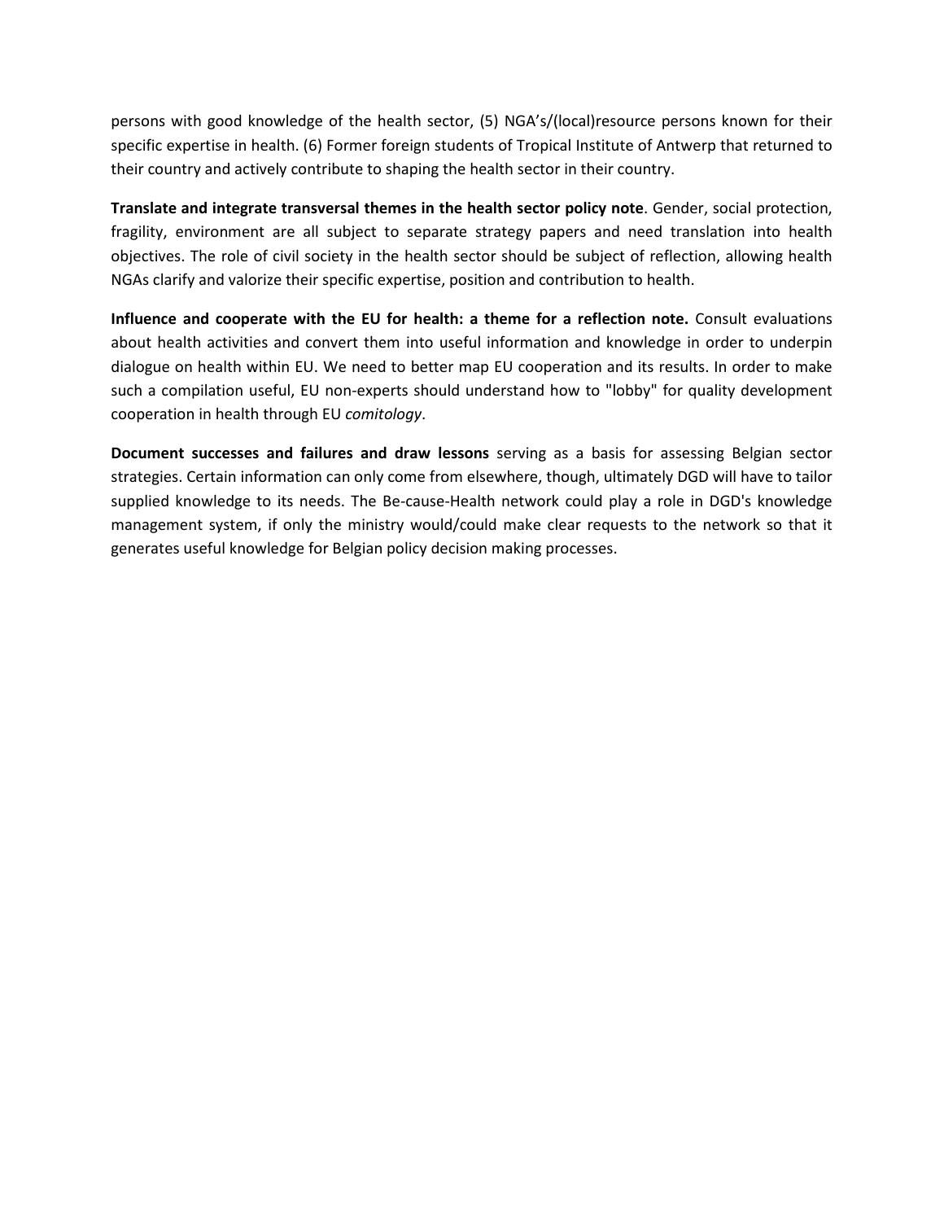persons with good knowledge of the health sector, (5) NGA's/(local)resource persons known for their specific expertise in health. (6) Former foreign students of Tropical Institute of Antwerp that returned to their country and actively contribute to shaping the health sector in their country.

**Translate and integrate transversal themes in the health sector policy note**. Gender, social protection, fragility, environment are all subject to separate strategy papers and need translation into health objectives. The role of civil society in the health sector should be subject of reflection, allowing health NGAs clarify and valorize their specific expertise, position and contribution to health.

**Influence and cooperate with the EU for health: a theme for a reflection note.** Consult evaluations about health activities and convert them into useful information and knowledge in order to underpin dialogue on health within EU. We need to better map EU cooperation and its results. In order to make such a compilation useful, EU non-experts should understand how to "lobby" for quality development cooperation in health through EU *comitology*.

**Document successes and failures and draw lessons** serving as a basis for assessing Belgian sector strategies. Certain information can only come from elsewhere, though, ultimately DGD will have to tailor supplied knowledge to its needs. The Be-cause-Health network could play a role in DGD's knowledge management system, if only the ministry would/could make clear requests to the network so that it generates useful knowledge for Belgian policy decision making processes.